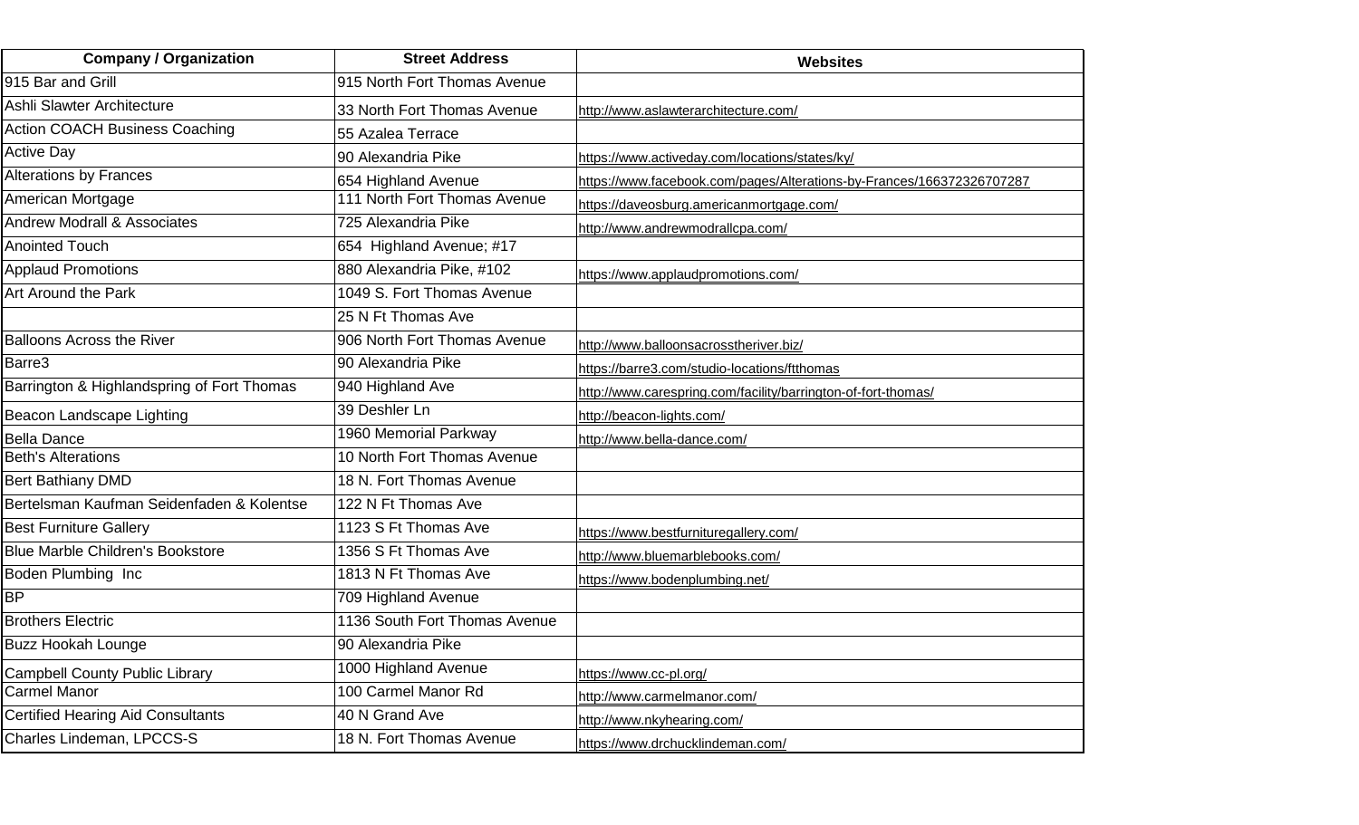| Company / Organization | Street Address | Websites |
| --- | --- | --- |
| 915 Bar and Grill | 915 North Fort Thomas Avenue | |
| Ashli Slawter Architecture | 33 North Fort Thomas Avenue | http://www.aslawterarchitecture.com/ |
| Action COACH Business Coaching | 55 Azalea Terrace | |
| Active Day | 90 Alexandria Pike | https://www.activeday.com/locations/states/ky/ |
| Alterations by Frances | 654 Highland Avenue | https://www.facebook.com/pages/Alterations-by-Frances/166372326707287 |
| American Mortgage | 111 North Fort Thomas Avenue | https://daveosburg.americanmortgage.com/ |
| Andrew Modrall & Associates | 725 Alexandria Pike | http://www.andrewmodrallcpa.com/ |
| Anointed Touch | 654  Highland Avenue; #17 | |
| Applaud Promotions | 880 Alexandria Pike, #102 | https://www.applaudpromotions.com/ |
| Art Around the Park | 1049 S. Fort Thomas Avenue | |
| | 25 N Ft Thomas Ave | |
| Balloons Across the River | 906 North Fort Thomas Avenue | http://www.balloonsacrosstheriver.biz/ |
| Barre3 | 90 Alexandria Pike | https://barre3.com/studio-locations/ftthomas |
| Barrington & Highlandspring of Fort Thomas | 940 Highland Ave | http://www.carespring.com/facility/barrington-of-fort-thomas/ |
| Beacon Landscape Lighting | 39 Deshler Ln | http://beacon-lights.com/ |
| Bella Dance | 1960 Memorial Parkway | http://www.bella-dance.com/ |
| Beth's Alterations | 10 North Fort Thomas Avenue | |
| Bert Bathiany DMD | 18 N. Fort Thomas Avenue | |
| Bertelsman Kaufman Seidenfaden & Kolentse | 122 N Ft Thomas Ave | |
| Best Furniture Gallery | 1123 S Ft Thomas Ave | https://www.bestfurnituregallery.com/ |
| Blue Marble Children's Bookstore | 1356 S Ft Thomas Ave | http://www.bluemarblebooks.com/ |
| Boden Plumbing  Inc | 1813 N Ft Thomas Ave | https://www.bodenplumbing.net/ |
| BP | 709 Highland Avenue | |
| Brothers Electric | 1136 South Fort Thomas Avenue | |
| Buzz Hookah Lounge | 90 Alexandria Pike | |
| Campbell County Public Library | 1000 Highland Avenue | https://www.cc-pl.org/ |
| Carmel Manor | 100 Carmel Manor Rd | http://www.carmelmanor.com/ |
| Certified Hearing Aid Consultants | 40 N Grand Ave | http://www.nkyhearing.com/ |
| Charles Lindeman, LPCCS-S | 18 N. Fort Thomas Avenue | https://www.drchucklindeman.com/ |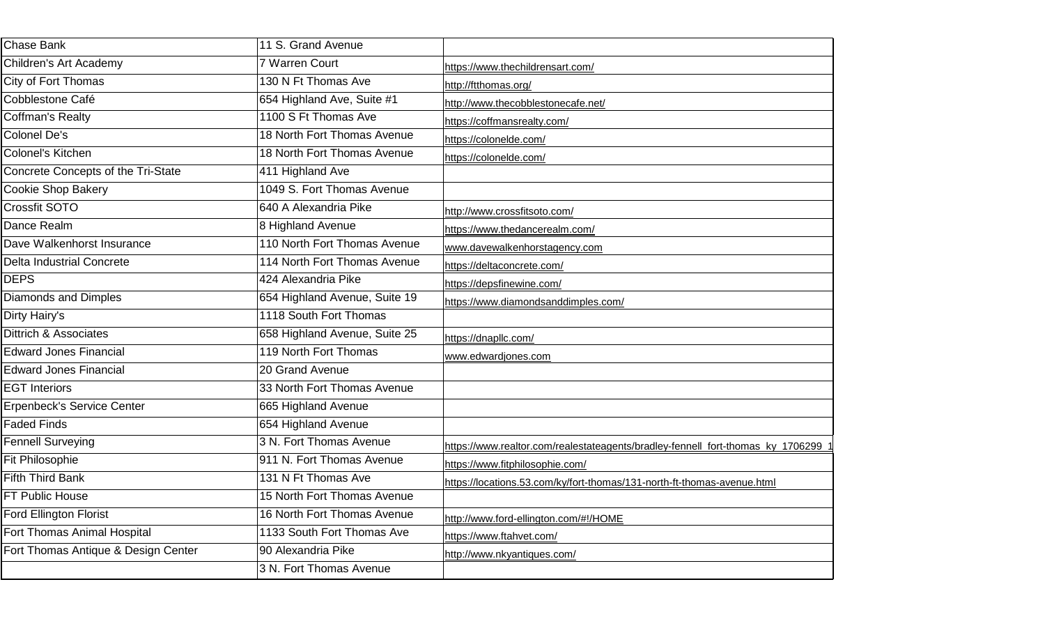| | | |
|---|---|---|
| Chase Bank | 11 S. Grand Avenue | |
| Children's Art Academy | 7 Warren Court | https://www.thechildrensart.com/ |
| City of Fort Thomas | 130 N Ft Thomas Ave | http://ftthomas.org/ |
| Cobblestone Café | 654 Highland Ave, Suite #1 | http://www.thecobblestonecafe.net/ |
| Coffman's Realty | 1100 S Ft Thomas Ave | https://coffmansrealty.com/ |
| Colonel De's | 18 North Fort Thomas Avenue | https://colonelde.com/ |
| Colonel's Kitchen | 18 North Fort Thomas Avenue | https://colonelde.com/ |
| Concrete Concepts of the Tri-State | 411 Highland Ave | |
| Cookie Shop Bakery | 1049 S. Fort Thomas Avenue | |
| Crossfit SOTO | 640 A Alexandria Pike | http://www.crossfitsoto.com/ |
| Dance Realm | 8 Highland Avenue | https://www.thedancerealm.com/ |
| Dave Walkenhorst Insurance | 110 North Fort Thomas Avenue | www.davewalkenhorstagency.com |
| Delta Industrial Concrete | 114 North Fort Thomas Avenue | https://deltaconcrete.com/ |
| DEPS | 424 Alexandria Pike | https://depsfinewine.com/ |
| Diamonds and Dimples | 654 Highland Avenue, Suite 19 | https://www.diamondsanddimples.com/ |
| Dirty Hairy's | 1118 South Fort Thomas | |
| Dittrich & Associates | 658 Highland Avenue, Suite 25 | https://dnapllc.com/ |
| Edward Jones Financial | 119 North Fort Thomas | www.edwardjones.com |
| Edward Jones Financial | 20 Grand Avenue | |
| EGT Interiors | 33 North Fort Thomas Avenue | |
| Erpenbeck's Service Center | 665 Highland Avenue | |
| Faded Finds | 654 Highland Avenue | |
| Fennell Surveying | 3 N. Fort Thomas Avenue | https://www.realtor.com/realestateagents/bradley-fennell_fort-thomas_ky_1706299_1 |
| Fit Philosophie | 911 N. Fort Thomas Avenue | https://www.fitphilosophie.com/ |
| Fifth Third Bank | 131 N Ft Thomas Ave | https://locations.53.com/ky/fort-thomas/131-north-ft-thomas-avenue.html |
| FT Public House | 15 North Fort Thomas Avenue | |
| Ford Ellington Florist | 16 North Fort Thomas Avenue | http://www.ford-ellington.com/#!/HOME |
| Fort Thomas Animal Hospital | 1133 South Fort Thomas Ave | https://www.ftahvet.com/ |
| Fort Thomas Antique & Design Center | 90 Alexandria Pike | http://www.nkyantiques.com/ |
| | 3 N. Fort Thomas Avenue | |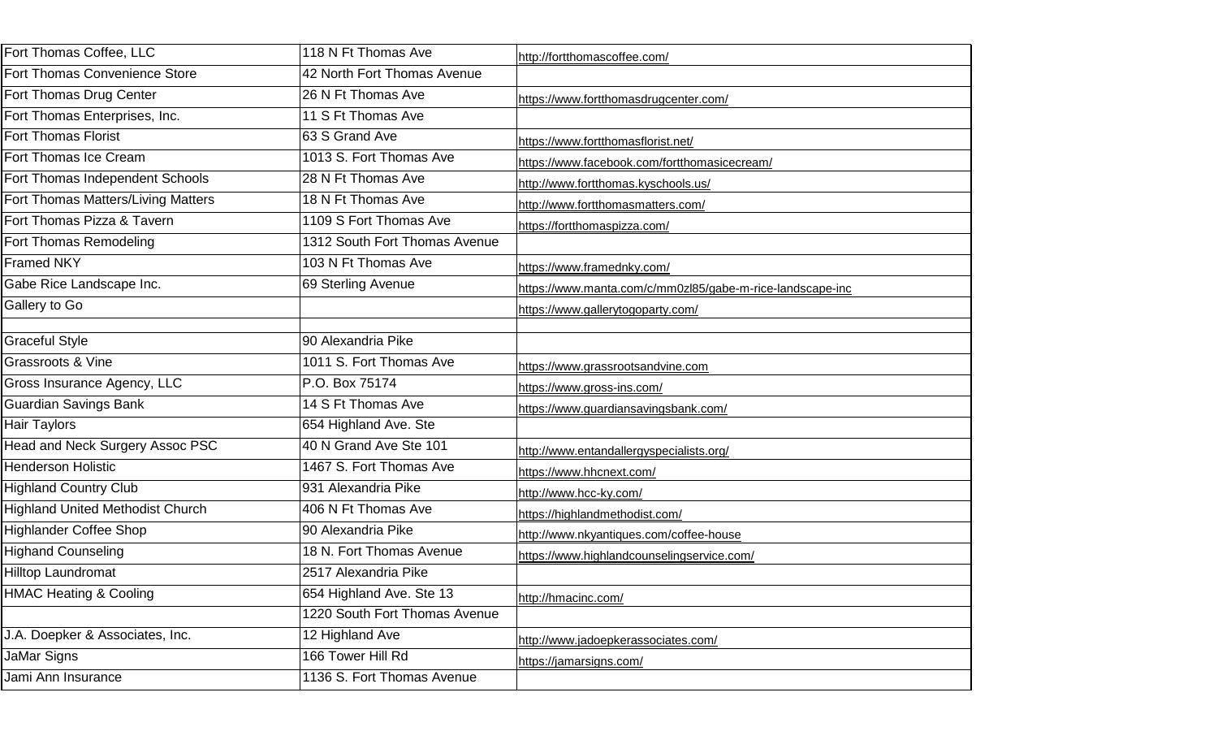| Fort Thomas Coffee, LLC | 118 N Ft Thomas Ave | http://fortthomascoffee.com/ |
|---|---|---|
| Fort Thomas Convenience Store | 42 North Fort Thomas Avenue | |
| Fort Thomas Drug Center | 26 N Ft Thomas Ave | https://www.fortthomasdrugcenter.com/ |
| Fort Thomas Enterprises, Inc. | 11 S Ft Thomas Ave | |
| Fort Thomas Florist | 63 S Grand Ave | https://www.fortthomasflorist.net/ |
| Fort Thomas Ice Cream | 1013 S. Fort Thomas Ave | https://www.facebook.com/fortthomasicecream/ |
| Fort Thomas Independent Schools | 28 N Ft Thomas Ave | http://www.fortthomas.kyschools.us/ |
| Fort Thomas Matters/Living Matters | 18 N Ft Thomas Ave | http://www.fortthomasmatters.com/ |
| Fort Thomas Pizza & Tavern | 1109 S Fort Thomas Ave | https://fortthomaspizza.com/ |
| Fort Thomas Remodeling | 1312 South Fort Thomas Avenue | |
| Framed NKY | 103 N Ft Thomas Ave | https://www.framednky.com/ |
| Gabe Rice Landscape Inc. | 69 Sterling Avenue | https://www.manta.com/c/mm0zl85/gabe-m-rice-landscape-inc |
| Gallery to Go | | https://www.gallerytogoparty.com/ |
| | | |
| Graceful Style | 90 Alexandria Pike | |
| Grassroots & Vine | 1011 S. Fort Thomas Ave | https://www.grassrootsandvine.com |
| Gross Insurance Agency, LLC | P.O. Box 75174 | https://www.gross-ins.com/ |
| Guardian Savings Bank | 14 S Ft Thomas Ave | https://www.guardiansavingsbank.com/ |
| Hair Taylors | 654 Highland Ave. Ste | |
| Head and Neck Surgery Assoc PSC | 40 N Grand Ave Ste 101 | http://www.entandallergyspecialists.org/ |
| Henderson Holistic | 1467 S. Fort Thomas Ave | https://www.hhcnext.com/ |
| Highland Country Club | 931 Alexandria Pike | http://www.hcc-ky.com/ |
| Highland United Methodist Church | 406 N Ft Thomas Ave | https://highlandmethodist.com/ |
| Highlander Coffee Shop | 90 Alexandria Pike | http://www.nkyantiques.com/coffee-house |
| Highand Counseling | 18 N. Fort Thomas Avenue | https://www.highlandcounselingservice.com/ |
| Hilltop Laundromat | 2517 Alexandria Pike | |
| HMAC Heating & Cooling | 654 Highland Ave. Ste 13 | http://hmacinc.com/ |
| | 1220 South Fort Thomas Avenue | |
| J.A. Doepker & Associates, Inc. | 12 Highland Ave | http://www.jadoepkerassociates.com/ |
| JaMar Signs | 166 Tower Hill Rd | https://jamarsigns.com/ |
| Jami Ann Insurance | 1136 S. Fort Thomas Avenue | |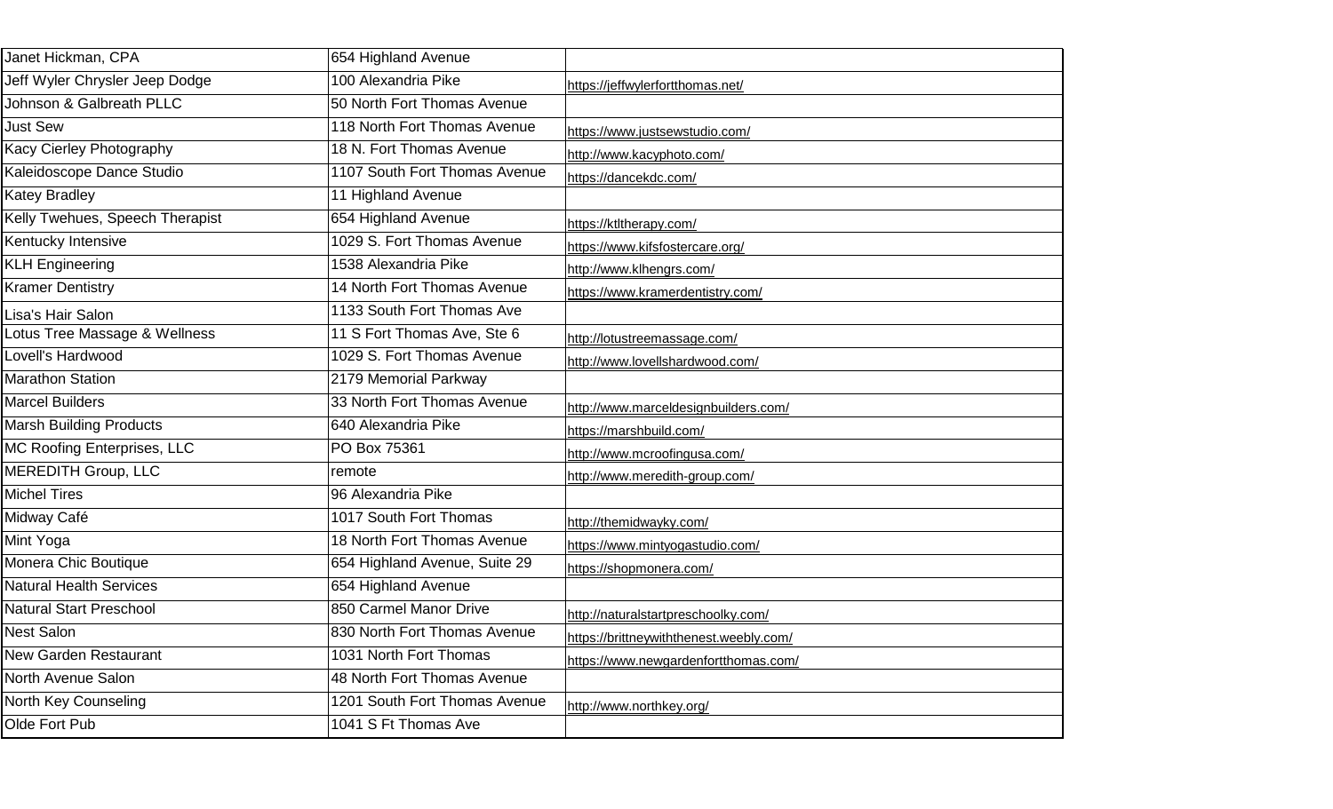| | | |
|---|---|---|
| Janet Hickman, CPA | 654 Highland Avenue | |
| Jeff Wyler Chrysler Jeep Dodge | 100 Alexandria Pike | https://jeffwylerfortthomas.net/ |
| Johnson & Galbreath PLLC | 50 North Fort Thomas Avenue | |
| Just Sew | 118 North Fort Thomas Avenue | https://www.justsewstudio.com/ |
| Kacy Cierley Photography | 18 N. Fort Thomas Avenue | http://www.kacyphoto.com/ |
| Kaleidoscope Dance Studio | 1107 South Fort Thomas Avenue | https://dancekdc.com/ |
| Katey Bradley | 11 Highland Avenue | |
| Kelly Twehues, Speech Therapist | 654 Highland Avenue | https://ktltherapy.com/ |
| Kentucky Intensive | 1029 S. Fort Thomas Avenue | https://www.kifsfostercare.org/ |
| KLH Engineering | 1538 Alexandria Pike | http://www.klhengrs.com/ |
| Kramer Dentistry | 14 North Fort Thomas Avenue | https://www.kramerdentistry.com/ |
| Lisa's Hair Salon | 1133 South Fort Thomas Ave | |
| Lotus Tree Massage & Wellness | 11 S Fort Thomas Ave, Ste 6 | http://lotustreemassage.com/ |
| Lovell's Hardwood | 1029 S. Fort Thomas Avenue | http://www.lovellshardwood.com/ |
| Marathon Station | 2179 Memorial Parkway | |
| Marcel Builders | 33 North Fort Thomas Avenue | http://www.marceldesignbuilders.com/ |
| Marsh Building Products | 640 Alexandria Pike | https://marshbuild.com/ |
| MC Roofing Enterprises, LLC | PO Box 75361 | http://www.mcroofingusa.com/ |
| MEREDITH Group, LLC | remote | http://www.meredith-group.com/ |
| Michel Tires | 96 Alexandria Pike | |
| Midway Café | 1017 South Fort Thomas | http://themidwayky.com/ |
| Mint Yoga | 18 North Fort Thomas Avenue | https://www.mintyogastudio.com/ |
| Monera Chic Boutique | 654 Highland Avenue, Suite 29 | https://shopmonera.com/ |
| Natural Health Services | 654 Highland Avenue | |
| Natural Start Preschool | 850 Carmel Manor Drive | http://naturalstartpreschoolky.com/ |
| Nest Salon | 830 North Fort Thomas Avenue | https://brittneywiththenest.weebly.com/ |
| New Garden Restaurant | 1031 North Fort Thomas | https://www.newgardenfortthomas.com/ |
| North Avenue Salon | 48 North Fort Thomas Avenue | |
| North Key Counseling | 1201 South Fort Thomas Avenue | http://www.northkey.org/ |
| Olde Fort Pub | 1041 S Ft Thomas Ave | |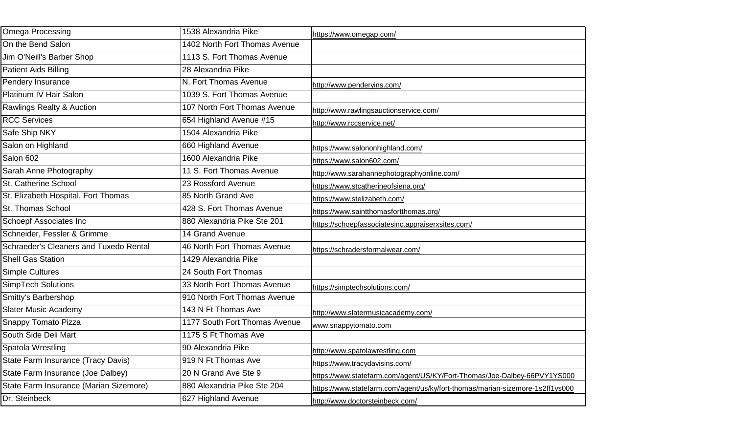| | | |
|---|---|---|
| Omega Processing | 1538 Alexandria Pike | https://www.omegap.com/ |
| On the Bend Salon | 1402 North Fort Thomas Avenue | |
| Jim O'Neill's Barber Shop | 1113 S. Fort Thomas Avenue | |
| Patient Aids Billing | 28 Alexandria Pike | |
| Pendery Insurance | N. Fort Thomas Avenue | http://www.penderyins.com/ |
| Platinum IV Hair Salon | 1039 S. Fort Thomas Avenue | |
| Rawlings Realty & Auction | 107 North Fort Thomas Avenue | http://www.rawlingsauctionservice.com/ |
| RCC Services | 654 Highland Avenue #15 | http://www.rccservice.net/ |
| Safe Ship NKY | 1504 Alexandria Pike | |
| Salon on Highland | 660 Highland Avenue | https://www.salononhighland.com/ |
| Salon 602 | 1600 Alexandria Pike | https://www.salon602.com/ |
| Sarah Anne Photography | 11 S. Fort Thomas Avenue | http://www.sarahannephotographyonline.com/ |
| St. Catherine School | 23 Rossford Avenue | https://www.stcatherineofsiena.org/ |
| St. Elizabeth Hospital, Fort Thomas | 85 North Grand Ave | https://www.stelizabeth.com/ |
| St. Thomas School | 428 S. Fort Thomas Avenue | https://www.saintthomasfortthomas.org/ |
| Schoepf Associates Inc | 880 Alexandria Pike Ste 201 | https://schoepfassociatesinc.appraiserxsites.com/ |
| Schneider, Fessler & Grimme | 14 Grand Avenue | |
| Schraeder's Cleaners and Tuxedo Rental | 46 North Fort Thomas Avenue | https://schradersformalwear.com/ |
| Shell Gas Station | 1429 Alexandria Pike | |
| Simple Cultures | 24 South Fort Thomas | |
| SimpTech Solutions | 33 North Fort Thomas Avenue | https://simptechsolutions.com/ |
| Smitty's Barbershop | 910 North Fort Thomas Avenue | |
| Slater Music Academy | 143 N Ft Thomas Ave | http://www.slatermusicacademy.com/ |
| Snappy Tomato Pizza | 1177 South Fort Thomas Avenue | www.snappytomato.com |
| South Side Deli Mart | 1175 S Ft Thomas Ave | |
| Spatola Wrestling | 90 Alexandria Pike | http://www.spatolawrestling.com |
| State Farm Insurance (Tracy Davis) | 919 N Ft Thomas Ave | https://www.tracydavisins.com/ |
| State Farm Insurance (Joe Dalbey) | 20 N Grand Ave Ste 9 | https://www.statefarm.com/agent/US/KY/Fort-Thomas/Joe-Dalbey-66PVY1YS000 |
| State Farm Insurance (Marian Sizemore) | 880 Alexandria Pike Ste 204 | https://www.statefarm.com/agent/us/ky/fort-thomas/marian-sizemore-1s2ff1ys000 |
| Dr. Steinbeck | 627 Highland Avenue | http://www.doctorsteinbeck.com/ |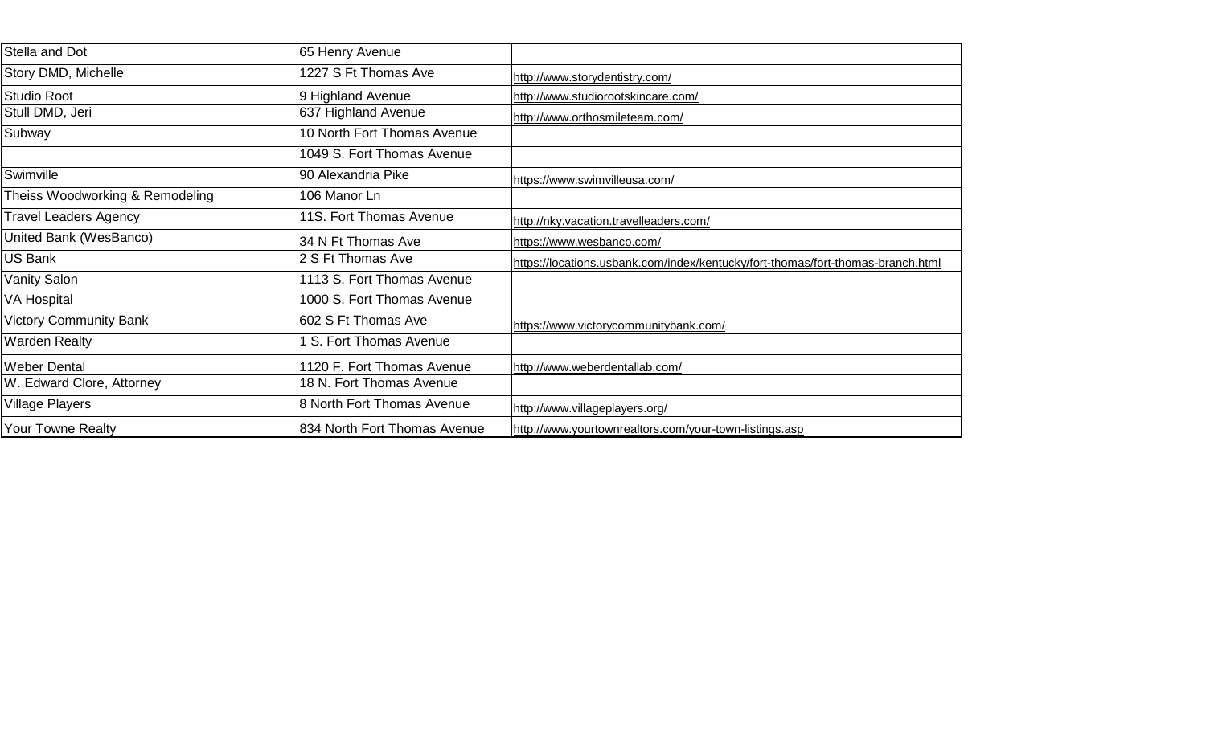| | | |
|---|---|---|
| Stella and Dot | 65 Henry Avenue | |
| Story DMD, Michelle | 1227 S Ft Thomas Ave | http://www.storydentistry.com/ |
| Studio Root | 9 Highland Avenue | http://www.studiorootskincare.com/ |
| Stull DMD, Jeri | 637 Highland Avenue | http://www.orthosmileteam.com/ |
| Subway | 10 North Fort Thomas Avenue | |
| | 1049 S. Fort Thomas Avenue | |
| Swimville | 90 Alexandria Pike | https://www.swimvilleusa.com/ |
| Theiss Woodworking & Remodeling | 106 Manor Ln | |
| Travel Leaders Agency | 11S. Fort Thomas Avenue | http://nky.vacation.travelleaders.com/ |
| United Bank (WesBanco) | 34 N Ft Thomas Ave | https://www.wesbanco.com/ |
| US Bank | 2 S Ft Thomas Ave | https://locations.usbank.com/index/kentucky/fort-thomas/fort-thomas-branch.html |
| Vanity Salon | 1113 S. Fort Thomas Avenue | |
| VA Hospital | 1000 S. Fort Thomas Avenue | |
| Victory Community Bank | 602 S Ft Thomas Ave | https://www.victorycommunitybank.com/ |
| Warden Realty | 1 S. Fort Thomas Avenue | |
| Weber Dental | 1120 F. Fort Thomas Avenue | http://www.weberdentallab.com/ |
| W. Edward Clore, Attorney | 18 N. Fort Thomas Avenue | |
| Village Players | 8 North Fort Thomas Avenue | http://www.villageplayers.org/ |
| Your Towne Realty | 834 North Fort Thomas Avenue | http://www.yourtownrealtors.com/your-town-listings.asp |